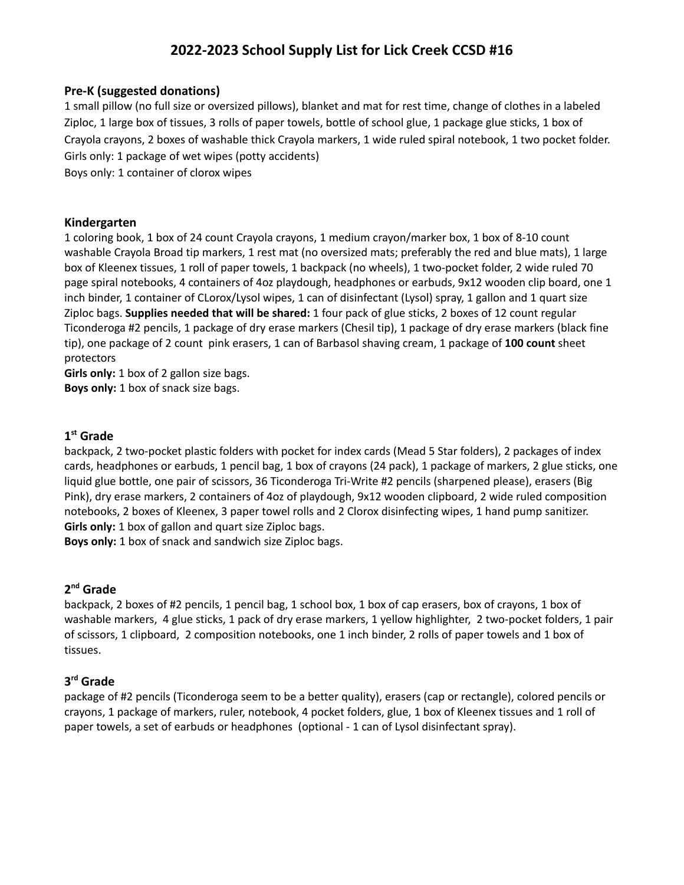# 2022-2023 School Supply List for Lick Creek CCSD #16

### Pre-K (suggested donations)

1 small pillow (no full size or oversized pillows), blanket and mat for rest time, change of clothes in a labeled Ziploc, 1 large box of tissues, 3 rolls of paper towels, bottle of school glue, 1 package glue sticks, 1 box of Crayola crayons, 2 boxes of washable thick Crayola markers, 1 wide ruled spiral notebook, 1 two pocket folder.
Girls only: 1 package of wet wipes (potty accidents)
Boys only: 1 container of clorox wipes

### Kindergarten

1 coloring book, 1 box of 24 count Crayola crayons, 1 medium crayon/marker box, 1 box of 8-10 count washable Crayola Broad tip markers, 1 rest mat (no oversized mats; preferably the red and blue mats), 1 large box of Kleenex tissues, 1 roll of paper towels, 1 backpack (no wheels), 1 two-pocket folder, 2 wide ruled 70 page spiral notebooks, 4 containers of 4oz playdough, headphones or earbuds, 9x12 wooden clip board, one 1 inch binder, 1 container of CLorox/Lysol wipes, 1 can of disinfectant (Lysol) spray, 1 gallon and 1 quart size Ziploc bags. **Supplies needed that will be shared:** 1 four pack of glue sticks, 2 boxes of 12 count regular Ticonderoga #2 pencils, 1 package of dry erase markers (Chesil tip), 1 package of dry erase markers (black fine tip), one package of 2 count pink erasers, 1 can of Barbasol shaving cream, 1 package of **100 count** sheet protectors
**Girls only:** 1 box of 2 gallon size bags.
**Boys only:** 1 box of snack size bags.

### 1st Grade

backpack, 2 two-pocket plastic folders with pocket for index cards (Mead 5 Star folders), 2 packages of index cards, headphones or earbuds, 1 pencil bag, 1 box of crayons (24 pack), 1 package of markers, 2 glue sticks, one liquid glue bottle, one pair of scissors, 36 Ticonderoga Tri-Write #2 pencils (sharpened please), erasers (Big Pink), dry erase markers, 2 containers of 4oz of playdough, 9x12 wooden clipboard, 2 wide ruled composition notebooks, 2 boxes of Kleenex, 3 paper towel rolls and 2 Clorox disinfecting wipes, 1 hand pump sanitizer.
**Girls only:** 1 box of gallon and quart size Ziploc bags.
**Boys only:** 1 box of snack and sandwich size Ziploc bags.

### 2nd Grade

backpack, 2 boxes of #2 pencils, 1 pencil bag, 1 school box, 1 box of cap erasers, box of crayons, 1 box of washable markers, 4 glue sticks, 1 pack of dry erase markers, 1 yellow highlighter, 2 two-pocket folders, 1 pair of scissors, 1 clipboard, 2 composition notebooks, one 1 inch binder, 2 rolls of paper towels and 1 box of tissues.

### 3rd Grade

package of #2 pencils (Ticonderoga seem to be a better quality), erasers (cap or rectangle), colored pencils or crayons, 1 package of markers, ruler, notebook, 4 pocket folders, glue, 1 box of Kleenex tissues and 1 roll of paper towels, a set of earbuds or headphones (optional - 1 can of Lysol disinfectant spray).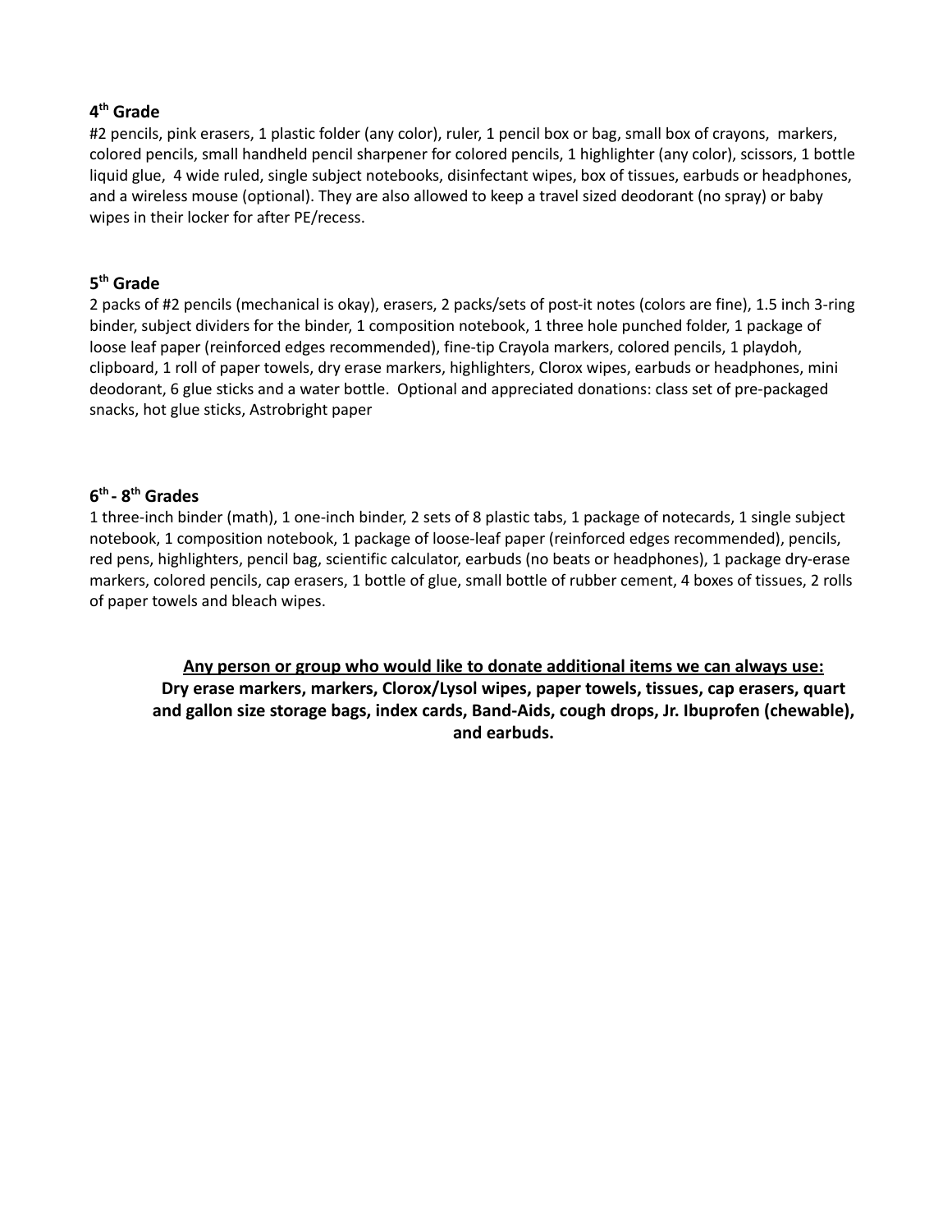### 4th Grade

#2 pencils, pink erasers, 1 plastic folder (any color), ruler, 1 pencil box or bag, small box of crayons, markers, colored pencils, small handheld pencil sharpener for colored pencils, 1 highlighter (any color), scissors, 1 bottle liquid glue, 4 wide ruled, single subject notebooks, disinfectant wipes, box of tissues, earbuds or headphones, and a wireless mouse (optional). They are also allowed to keep a travel sized deodorant (no spray) or baby wipes in their locker for after PE/recess.

### 5th Grade

2 packs of #2 pencils (mechanical is okay), erasers, 2 packs/sets of post-it notes (colors are fine), 1.5 inch 3-ring binder, subject dividers for the binder, 1 composition notebook, 1 three hole punched folder, 1 package of loose leaf paper (reinforced edges recommended), fine-tip Crayola markers, colored pencils, 1 playdoh, clipboard, 1 roll of paper towels, dry erase markers, highlighters, Clorox wipes, earbuds or headphones, mini deodorant, 6 glue sticks and a water bottle. Optional and appreciated donations: class set of pre-packaged snacks, hot glue sticks, Astrobright paper

### 6th - 8th Grades

1 three-inch binder (math), 1 one-inch binder, 2 sets of 8 plastic tabs, 1 package of notecards, 1 single subject notebook, 1 composition notebook, 1 package of loose-leaf paper (reinforced edges recommended), pencils, red pens, highlighters, pencil bag, scientific calculator, earbuds (no beats or headphones), 1 package dry-erase markers, colored pencils, cap erasers, 1 bottle of glue, small bottle of rubber cement, 4 boxes of tissues, 2 rolls of paper towels and bleach wipes.

**<u>Any person or group who would like to donate additional items we can always use:</u>**
**Dry erase markers, markers, Clorox/Lysol wipes, paper towels, tissues, cap erasers, quart and gallon size storage bags, index cards, Band-Aids, cough drops, Jr. Ibuprofen (chewable), and earbuds.**